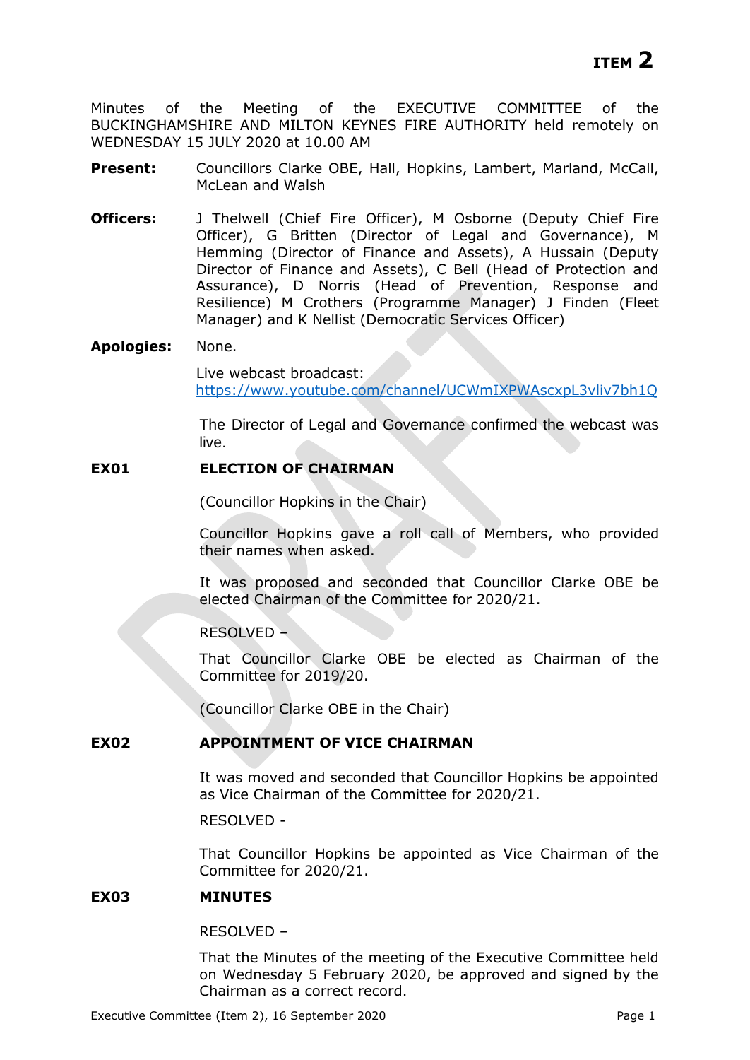**ITEM 2**

Minutes of the Meeting of the EXECUTIVE COMMITTEE of the BUCKINGHAMSHIRE AND MILTON KEYNES FIRE AUTHORITY held remotely on WEDNESDAY 15 JULY 2020 at 10.00 AM

**Present:** Councillors Clarke OBE, Hall, Hopkins, Lambert, Marland, McCall, McLean and Walsh

**Officers:** J Thelwell (Chief Fire Officer), M Osborne (Deputy Chief Fire Officer), G Britten (Director of Legal and Governance), M Hemming (Director of Finance and Assets), A Hussain (Deputy Director of Finance and Assets), C Bell (Head of Protection and Assurance), D Norris (Head of Prevention, Response and Resilience) M Crothers (Programme Manager) J Finden (Fleet Manager) and K Nellist (Democratic Services Officer)

**Apologies:** None.

Live webcast broadcast: https://www.youtube.com/channel/UCWmIXPWAscxpL3vliv7bh1Q

The Director of Legal and Governance confirmed the webcast was live.

## EX01 ELECTION OF CHAIRMAN

(Councillor Hopkins in the Chair)

Councillor Hopkins gave a roll call of Members, who provided their names when asked.

It was proposed and seconded that Councillor Clarke OBE be elected Chairman of the Committee for 2020/21.

RESOLVED –

That Councillor Clarke OBE be elected as Chairman of the Committee for 2019/20.

(Councillor Clarke OBE in the Chair)

## EX02 APPOINTMENT OF VICE CHAIRMAN

It was moved and seconded that Councillor Hopkins be appointed as Vice Chairman of the Committee for 2020/21.

RESOLVED -

That Councillor Hopkins be appointed as Vice Chairman of the Committee for 2020/21.

## EX03 MINUTES

RESOLVED –

That the Minutes of the meeting of the Executive Committee held on Wednesday 5 February 2020, be approved and signed by the Chairman as a correct record.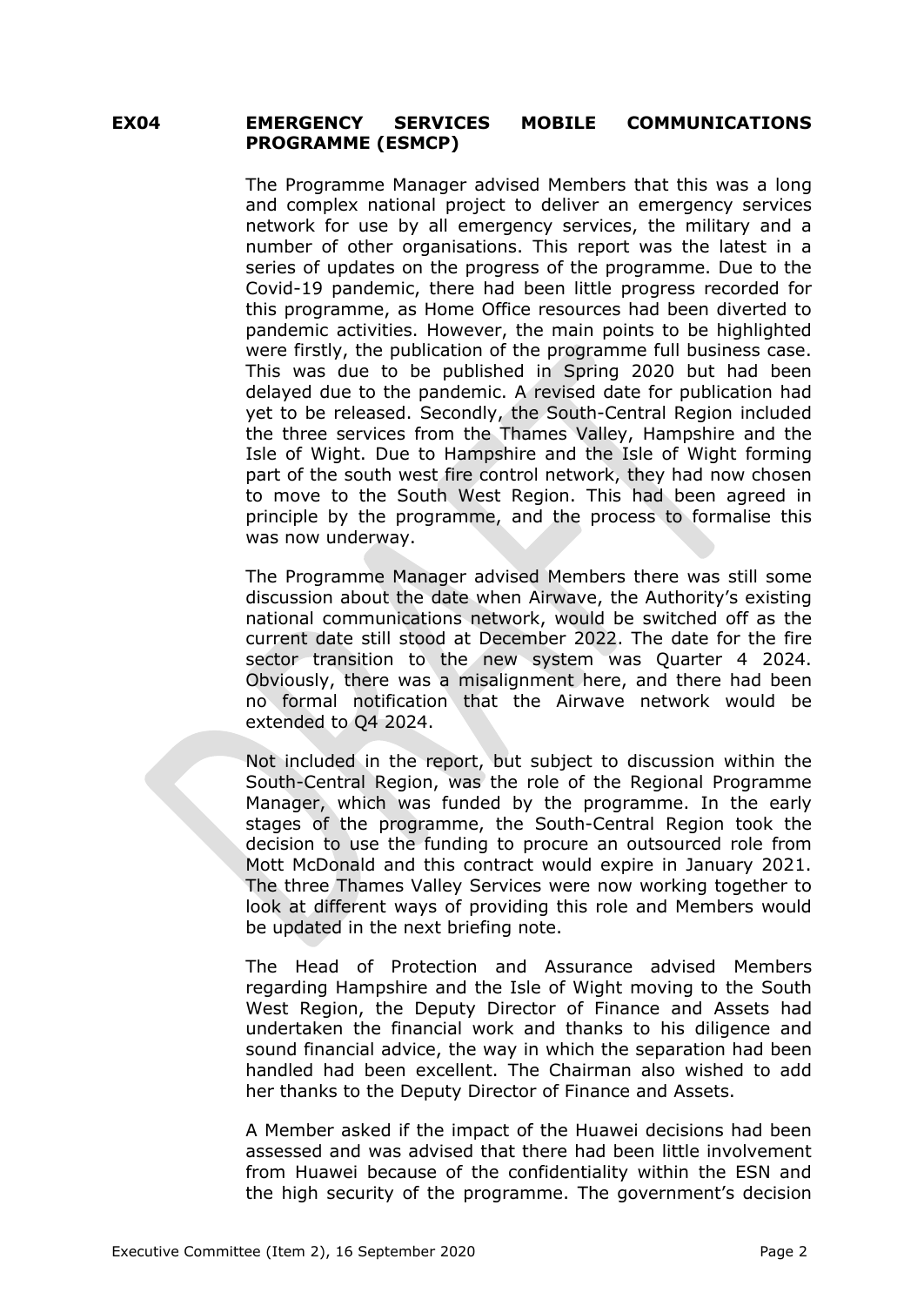**EX04 EMERGENCY SERVICES MOBILE COMMUNICATIONS PROGRAMME (ESMCP)**

The Programme Manager advised Members that this was a long and complex national project to deliver an emergency services network for use by all emergency services, the military and a number of other organisations. This report was the latest in a series of updates on the progress of the programme. Due to the Covid-19 pandemic, there had been little progress recorded for this programme, as Home Office resources had been diverted to pandemic activities. However, the main points to be highlighted were firstly, the publication of the programme full business case. This was due to be published in Spring 2020 but had been delayed due to the pandemic. A revised date for publication had yet to be released. Secondly, the South-Central Region included the three services from the Thames Valley, Hampshire and the Isle of Wight. Due to Hampshire and the Isle of Wight forming part of the south west fire control network, they had now chosen to move to the South West Region. This had been agreed in principle by the programme, and the process to formalise this was now underway.

The Programme Manager advised Members there was still some discussion about the date when Airwave, the Authority's existing national communications network, would be switched off as the current date still stood at December 2022. The date for the fire sector transition to the new system was Quarter 4 2024. Obviously, there was a misalignment here, and there had been no formal notification that the Airwave network would be extended to Q4 2024.

Not included in the report, but subject to discussion within the South-Central Region, was the role of the Regional Programme Manager, which was funded by the programme. In the early stages of the programme, the South-Central Region took the decision to use the funding to procure an outsourced role from Mott McDonald and this contract would expire in January 2021. The three Thames Valley Services were now working together to look at different ways of providing this role and Members would be updated in the next briefing note.

The Head of Protection and Assurance advised Members regarding Hampshire and the Isle of Wight moving to the South West Region, the Deputy Director of Finance and Assets had undertaken the financial work and thanks to his diligence and sound financial advice, the way in which the separation had been handled had been excellent. The Chairman also wished to add her thanks to the Deputy Director of Finance and Assets.

A Member asked if the impact of the Huawei decisions had been assessed and was advised that there had been little involvement from Huawei because of the confidentiality within the ESN and the high security of the programme. The government's decision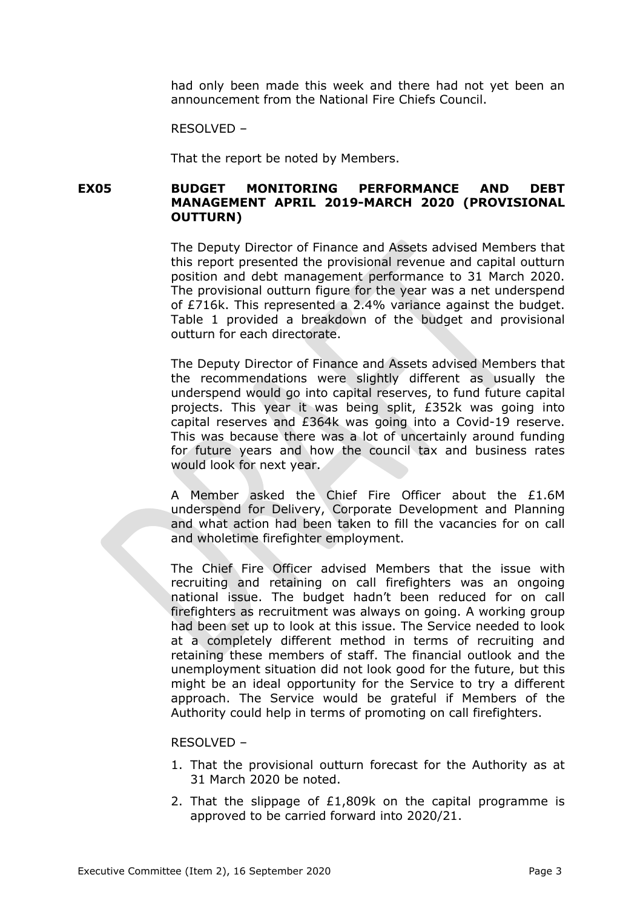had only been made this week and there had not yet been an announcement from the National Fire Chiefs Council.

RESOLVED –

That the report be noted by Members.

## EX05 BUDGET MONITORING PERFORMANCE AND DEBT MANAGEMENT APRIL 2019-MARCH 2020 (PROVISIONAL OUTTURN)

The Deputy Director of Finance and Assets advised Members that this report presented the provisional revenue and capital outturn position and debt management performance to 31 March 2020. The provisional outturn figure for the year was a net underspend of £716k. This represented a 2.4% variance against the budget. Table 1 provided a breakdown of the budget and provisional outturn for each directorate.

The Deputy Director of Finance and Assets advised Members that the recommendations were slightly different as usually the underspend would go into capital reserves, to fund future capital projects. This year it was being split, £352k was going into capital reserves and £364k was going into a Covid-19 reserve. This was because there was a lot of uncertainly around funding for future years and how the council tax and business rates would look for next year.

A Member asked the Chief Fire Officer about the £1.6M underspend for Delivery, Corporate Development and Planning and what action had been taken to fill the vacancies for on call and wholetime firefighter employment.

The Chief Fire Officer advised Members that the issue with recruiting and retaining on call firefighters was an ongoing national issue. The budget hadn't been reduced for on call firefighters as recruitment was always on going. A working group had been set up to look at this issue. The Service needed to look at a completely different method in terms of recruiting and retaining these members of staff. The financial outlook and the unemployment situation did not look good for the future, but this might be an ideal opportunity for the Service to try a different approach. The Service would be grateful if Members of the Authority could help in terms of promoting on call firefighters.

RESOLVED –

1. That the provisional outturn forecast for the Authority as at 31 March 2020 be noted.
2. That the slippage of £1,809k on the capital programme is approved to be carried forward into 2020/21.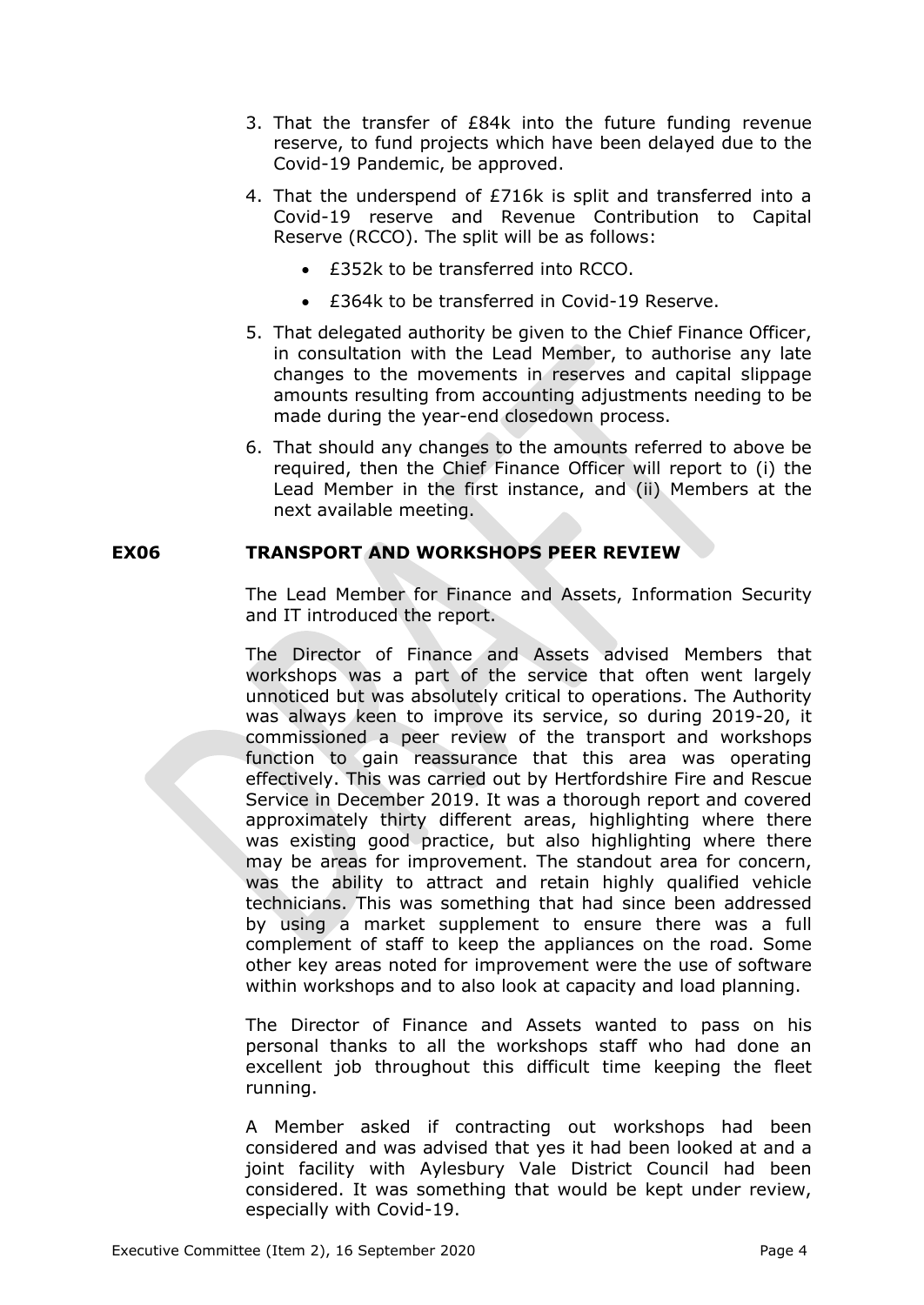3. That the transfer of £84k into the future funding revenue reserve, to fund projects which have been delayed due to the Covid-19 Pandemic, be approved.

4. That the underspend of £716k is split and transferred into a Covid-19 reserve and Revenue Contribution to Capital Reserve (RCCO). The split will be as follows:

   - £352k to be transferred into RCCO.
   - £364k to be transferred in Covid-19 Reserve.

5. That delegated authority be given to the Chief Finance Officer, in consultation with the Lead Member, to authorise any late changes to the movements in reserves and capital slippage amounts resulting from accounting adjustments needing to be made during the year-end closedown process.

6. That should any changes to the amounts referred to above be required, then the Chief Finance Officer will report to (i) the Lead Member in the first instance, and (ii) Members at the next available meeting.

**EX06 TRANSPORT AND WORKSHOPS PEER REVIEW**

The Lead Member for Finance and Assets, Information Security and IT introduced the report.

The Director of Finance and Assets advised Members that workshops was a part of the service that often went largely unnoticed but was absolutely critical to operations. The Authority was always keen to improve its service, so during 2019-20, it commissioned a peer review of the transport and workshops function to gain reassurance that this area was operating effectively. This was carried out by Hertfordshire Fire and Rescue Service in December 2019. It was a thorough report and covered approximately thirty different areas, highlighting where there was existing good practice, but also highlighting where there may be areas for improvement. The standout area for concern, was the ability to attract and retain highly qualified vehicle technicians. This was something that had since been addressed by using a market supplement to ensure there was a full complement of staff to keep the appliances on the road. Some other key areas noted for improvement were the use of software within workshops and to also look at capacity and load planning.

The Director of Finance and Assets wanted to pass on his personal thanks to all the workshops staff who had done an excellent job throughout this difficult time keeping the fleet running.

A Member asked if contracting out workshops had been considered and was advised that yes it had been looked at and a joint facility with Aylesbury Vale District Council had been considered. It was something that would be kept under review, especially with Covid-19.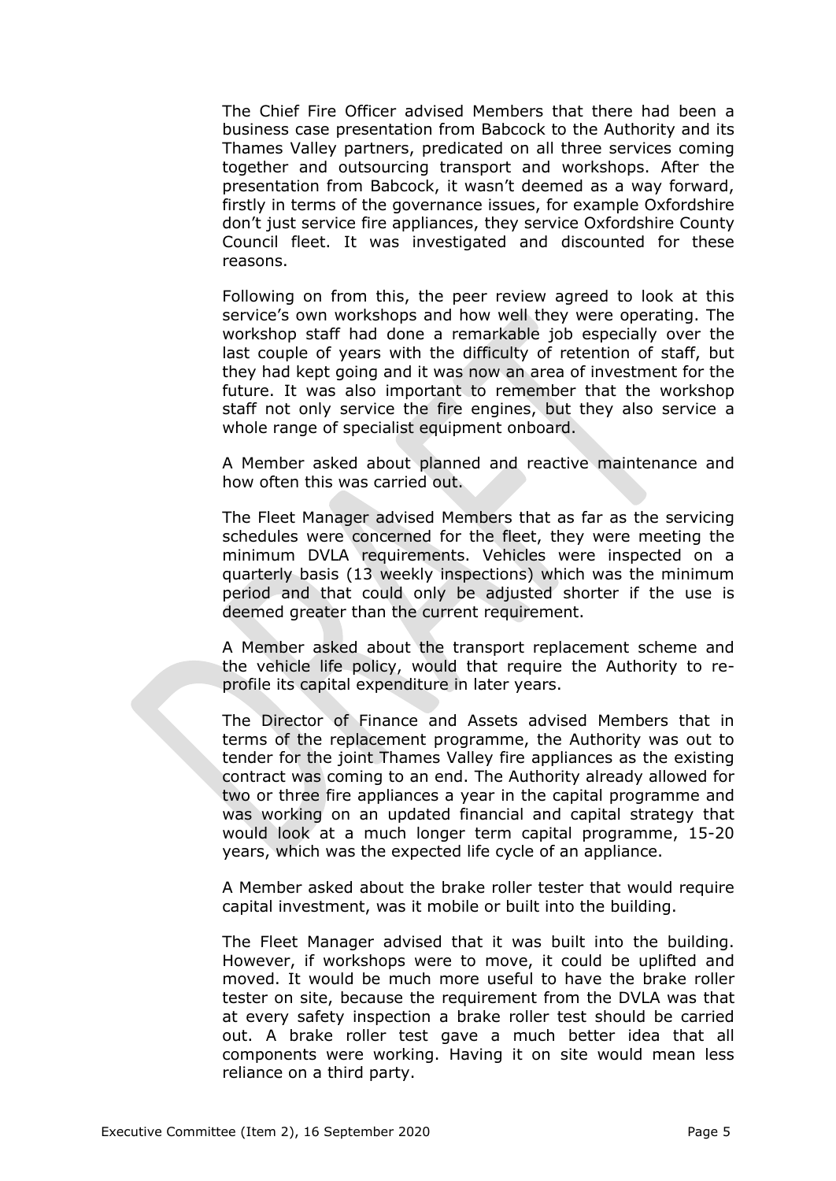The Chief Fire Officer advised Members that there had been a business case presentation from Babcock to the Authority and its Thames Valley partners, predicated on all three services coming together and outsourcing transport and workshops. After the presentation from Babcock, it wasn't deemed as a way forward, firstly in terms of the governance issues, for example Oxfordshire don't just service fire appliances, they service Oxfordshire County Council fleet. It was investigated and discounted for these reasons.

Following on from this, the peer review agreed to look at this service's own workshops and how well they were operating. The workshop staff had done a remarkable job especially over the last couple of years with the difficulty of retention of staff, but they had kept going and it was now an area of investment for the future. It was also important to remember that the workshop staff not only service the fire engines, but they also service a whole range of specialist equipment onboard.

A Member asked about planned and reactive maintenance and how often this was carried out.

The Fleet Manager advised Members that as far as the servicing schedules were concerned for the fleet, they were meeting the minimum DVLA requirements. Vehicles were inspected on a quarterly basis (13 weekly inspections) which was the minimum period and that could only be adjusted shorter if the use is deemed greater than the current requirement.

A Member asked about the transport replacement scheme and the vehicle life policy, would that require the Authority to re-profile its capital expenditure in later years.

The Director of Finance and Assets advised Members that in terms of the replacement programme, the Authority was out to tender for the joint Thames Valley fire appliances as the existing contract was coming to an end. The Authority already allowed for two or three fire appliances a year in the capital programme and was working on an updated financial and capital strategy that would look at a much longer term capital programme, 15-20 years, which was the expected life cycle of an appliance.

A Member asked about the brake roller tester that would require capital investment, was it mobile or built into the building.

The Fleet Manager advised that it was built into the building. However, if workshops were to move, it could be uplifted and moved. It would be much more useful to have the brake roller tester on site, because the requirement from the DVLA was that at every safety inspection a brake roller test should be carried out. A brake roller test gave a much better idea that all components were working. Having it on site would mean less reliance on a third party.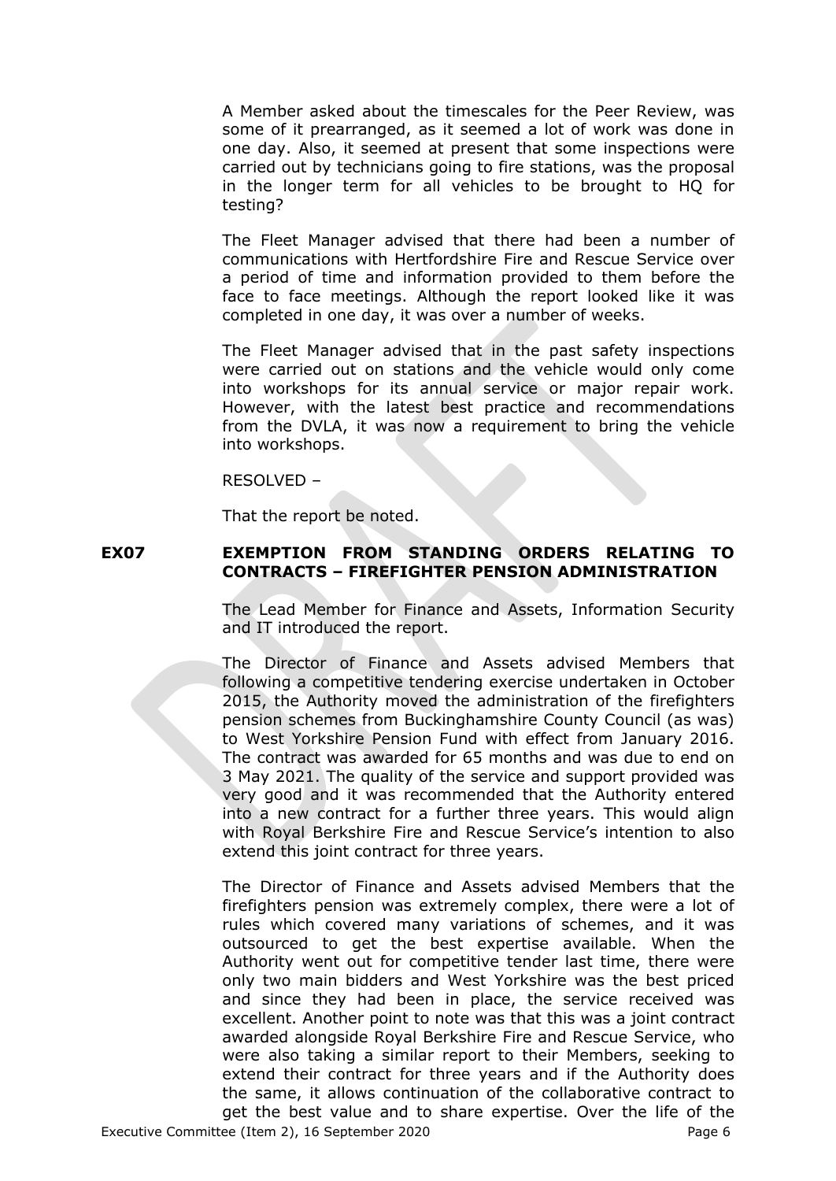A Member asked about the timescales for the Peer Review, was some of it prearranged, as it seemed a lot of work was done in one day. Also, it seemed at present that some inspections were carried out by technicians going to fire stations, was the proposal in the longer term for all vehicles to be brought to HQ for testing?

The Fleet Manager advised that there had been a number of communications with Hertfordshire Fire and Rescue Service over a period of time and information provided to them before the face to face meetings. Although the report looked like it was completed in one day, it was over a number of weeks.

The Fleet Manager advised that in the past safety inspections were carried out on stations and the vehicle would only come into workshops for its annual service or major repair work. However, with the latest best practice and recommendations from the DVLA, it was now a requirement to bring the vehicle into workshops.

RESOLVED –

That the report be noted.

## EX07 EXEMPTION FROM STANDING ORDERS RELATING TO CONTRACTS – FIREFIGHTER PENSION ADMINISTRATION

The Lead Member for Finance and Assets, Information Security and IT introduced the report.

The Director of Finance and Assets advised Members that following a competitive tendering exercise undertaken in October 2015, the Authority moved the administration of the firefighters pension schemes from Buckinghamshire County Council (as was) to West Yorkshire Pension Fund with effect from January 2016. The contract was awarded for 65 months and was due to end on 3 May 2021. The quality of the service and support provided was very good and it was recommended that the Authority entered into a new contract for a further three years. This would align with Royal Berkshire Fire and Rescue Service's intention to also extend this joint contract for three years.

The Director of Finance and Assets advised Members that the firefighters pension was extremely complex, there were a lot of rules which covered many variations of schemes, and it was outsourced to get the best expertise available. When the Authority went out for competitive tender last time, there were only two main bidders and West Yorkshire was the best priced and since they had been in place, the service received was excellent. Another point to note was that this was a joint contract awarded alongside Royal Berkshire Fire and Rescue Service, who were also taking a similar report to their Members, seeking to extend their contract for three years and if the Authority does the same, it allows continuation of the collaborative contract to get the best value and to share expertise. Over the life of the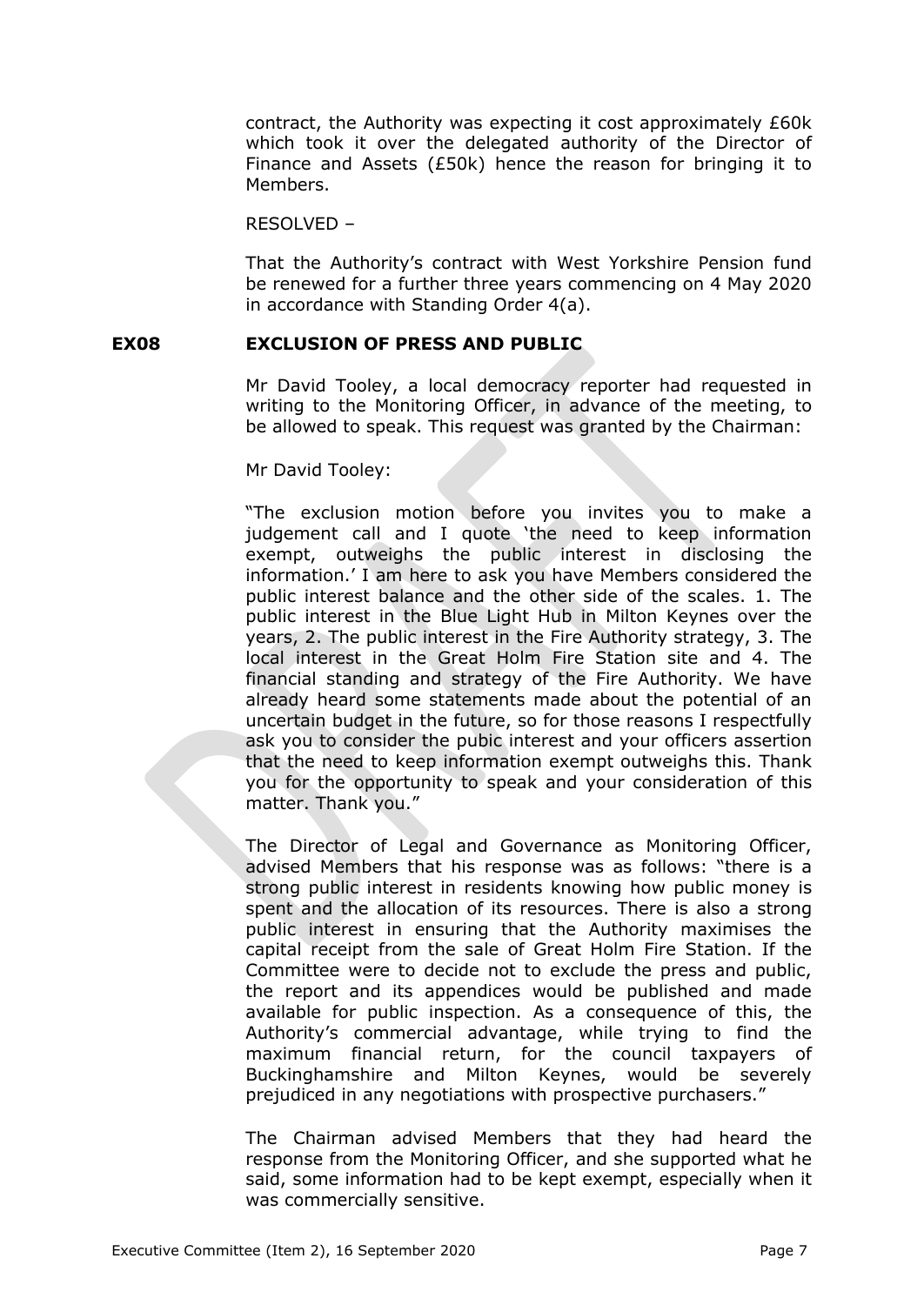contract, the Authority was expecting it cost approximately £60k which took it over the delegated authority of the Director of Finance and Assets (£50k) hence the reason for bringing it to Members.

RESOLVED –

That the Authority's contract with West Yorkshire Pension fund be renewed for a further three years commencing on 4 May 2020 in accordance with Standing Order 4(a).

## EX08 EXCLUSION OF PRESS AND PUBLIC

Mr David Tooley, a local democracy reporter had requested in writing to the Monitoring Officer, in advance of the meeting, to be allowed to speak. This request was granted by the Chairman:

Mr David Tooley:

"The exclusion motion before you invites you to make a judgement call and I quote 'the need to keep information exempt, outweighs the public interest in disclosing the information.' I am here to ask you have Members considered the public interest balance and the other side of the scales. 1. The public interest in the Blue Light Hub in Milton Keynes over the years, 2. The public interest in the Fire Authority strategy, 3. The local interest in the Great Holm Fire Station site and 4. The financial standing and strategy of the Fire Authority. We have already heard some statements made about the potential of an uncertain budget in the future, so for those reasons I respectfully ask you to consider the pubic interest and your officers assertion that the need to keep information exempt outweighs this. Thank you for the opportunity to speak and your consideration of this matter. Thank you."

The Director of Legal and Governance as Monitoring Officer, advised Members that his response was as follows: "there is a strong public interest in residents knowing how public money is spent and the allocation of its resources. There is also a strong public interest in ensuring that the Authority maximises the capital receipt from the sale of Great Holm Fire Station. If the Committee were to decide not to exclude the press and public, the report and its appendices would be published and made available for public inspection. As a consequence of this, the Authority's commercial advantage, while trying to find the maximum financial return, for the council taxpayers of Buckinghamshire and Milton Keynes, would be severely prejudiced in any negotiations with prospective purchasers."

The Chairman advised Members that they had heard the response from the Monitoring Officer, and she supported what he said, some information had to be kept exempt, especially when it was commercially sensitive.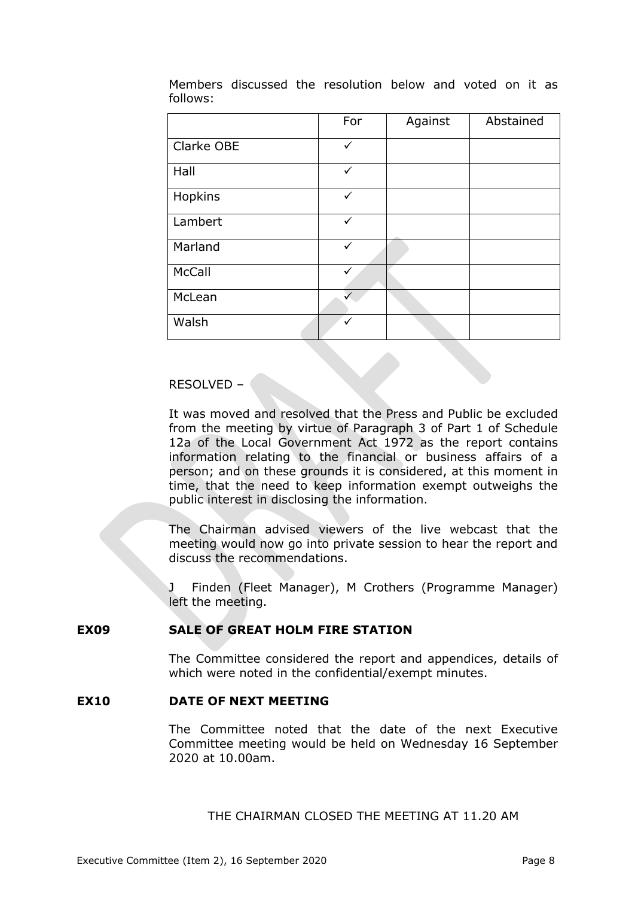Members discussed the resolution below and voted on it as follows:

| | For | Against | Abstained |
|---|---|---|---|
| Clarke OBE | ✓ | | |
| Hall | ✓ | | |
| Hopkins | ✓ | | |
| Lambert | ✓ | | |
| Marland | ✓ | | |
| McCall | ✓ | | |
| McLean | ✓ | | |
| Walsh | ✓ | | |

RESOLVED –

It was moved and resolved that the Press and Public be excluded from the meeting by virtue of Paragraph 3 of Part 1 of Schedule 12a of the Local Government Act 1972 as the report contains information relating to the financial or business affairs of a person; and on these grounds it is considered, at this moment in time, that the need to keep information exempt outweighs the public interest in disclosing the information.

The Chairman advised viewers of the live webcast that the meeting would now go into private session to hear the report and discuss the recommendations.

J Finden (Fleet Manager), M Crothers (Programme Manager) left the meeting.

**EX09 SALE OF GREAT HOLM FIRE STATION**

The Committee considered the report and appendices, details of which were noted in the confidential/exempt minutes.

**EX10 DATE OF NEXT MEETING**

The Committee noted that the date of the next Executive Committee meeting would be held on Wednesday 16 September 2020 at 10.00am.

THE CHAIRMAN CLOSED THE MEETING AT 11.20 AM